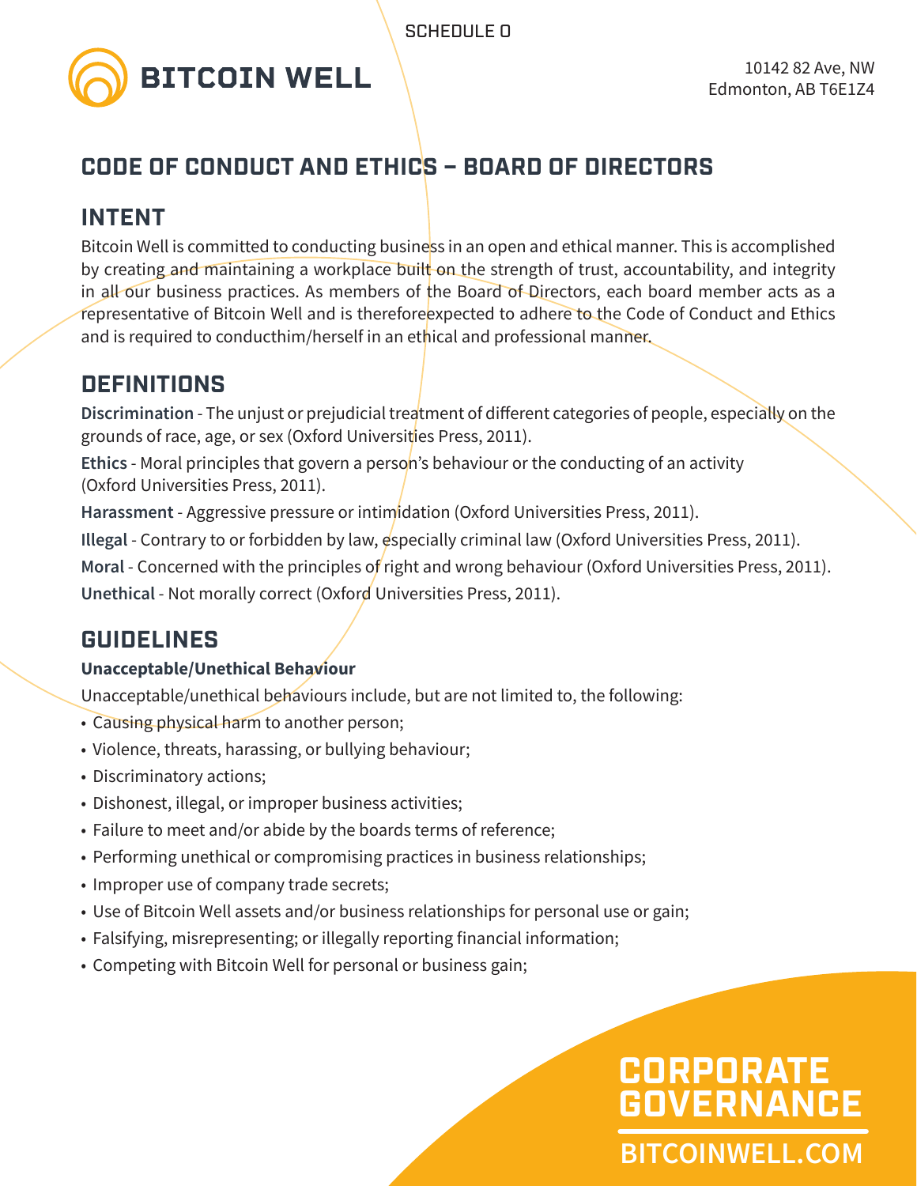SCHEDULE O

BITCOIN WELL

10142 82 Ave, NW
Edmonton, AB T6E1Z4

# CODE OF CONDUCT AND ETHICS – BOARD OF DIRECTORS

## INTENT

Bitcoin Well is committed to conducting business in an open and ethical manner. This is accomplished by creating and maintaining a workplace built on the strength of trust, accountability, and integrity in all our business practices. As members of the Board of Directors, each board member acts as a representative of Bitcoin Well and is thereforeexpected to adhere to the Code of Conduct and Ethics and is required to conducthim/herself in an ethical and professional manner.

## DEFINITIONS

**Discrimination** - The unjust or prejudicial treatment of different categories of people, especially on the grounds of race, age, or sex (Oxford Universities Press, 2011).

**Ethics** - Moral principles that govern a person's behaviour or the conducting of an activity (Oxford Universities Press, 2011).

**Harassment** - Aggressive pressure or intimidation (Oxford Universities Press, 2011).

**Illegal** - Contrary to or forbidden by law, especially criminal law (Oxford Universities Press, 2011).

**Moral** - Concerned with the principles of right and wrong behaviour (Oxford Universities Press, 2011).

**Unethical** - Not morally correct (Oxford Universities Press, 2011).

## GUIDELINES

### Unacceptable/Unethical Behaviour

Unacceptable/unethical behaviours include, but are not limited to, the following:

- Causing physical harm to another person;
- Violence, threats, harassing, or bullying behaviour;
- Discriminatory actions;
- Dishonest, illegal, or improper business activities;
- Failure to meet and/or abide by the boards terms of reference;
- Performing unethical or compromising practices in business relationships;
- Improper use of company trade secrets;
- Use of Bitcoin Well assets and/or business relationships for personal use or gain;
- Falsifying, misrepresenting; or illegally reporting financial information;
- Competing with Bitcoin Well for personal or business gain;

CORPORATE GOVERNANCE

BITCOINWELL.COM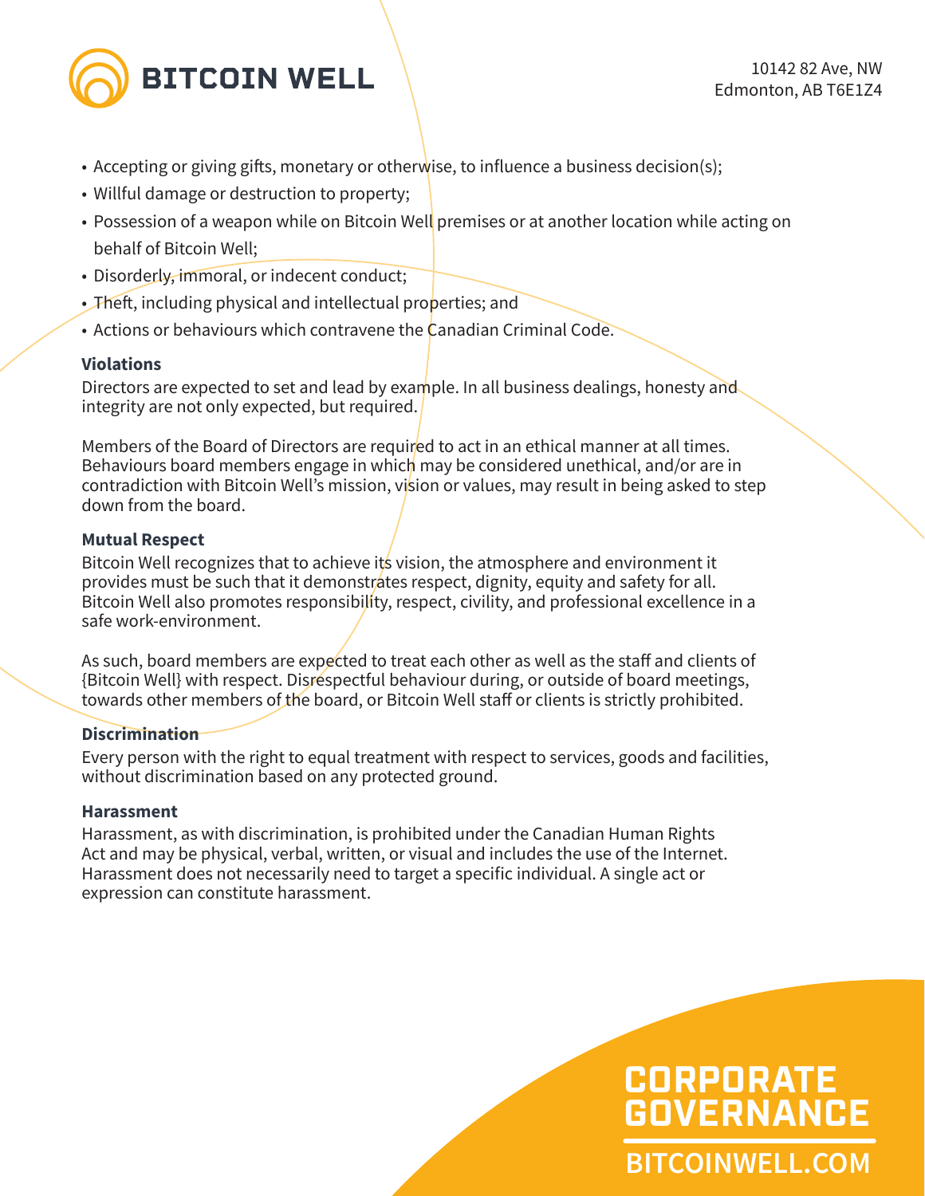- Accepting or giving gifts, monetary or otherwise, to influence a business decision(s);
- Willful damage or destruction to property;
- Possession of a weapon while on Bitcoin Well premises or at another location while acting on behalf of Bitcoin Well;
- Disorderly, immoral, or indecent conduct;
- Theft, including physical and intellectual properties; and
- Actions or behaviours which contravene the Canadian Criminal Code.

**Violations**

Directors are expected to set and lead by example. In all business dealings, honesty and integrity are not only expected, but required.

Members of the Board of Directors are required to act in an ethical manner at all times. Behaviours board members engage in which may be considered unethical, and/or are in contradiction with Bitcoin Well's mission, vision or values, may result in being asked to step down from the board.

**Mutual Respect**

Bitcoin Well recognizes that to achieve its vision, the atmosphere and environment it provides must be such that it demonstrates respect, dignity, equity and safety for all. Bitcoin Well also promotes responsibility, respect, civility, and professional excellence in a safe work-environment.

As such, board members are expected to treat each other as well as the staff and clients of {Bitcoin Well} with respect. Disrespectful behaviour during, or outside of board meetings, towards other members of the board, or Bitcoin Well staff or clients is strictly prohibited.

**Discrimination**

Every person with the right to equal treatment with respect to services, goods and facilities, without discrimination based on any protected ground.

**Harassment**

Harassment, as with discrimination, is prohibited under the Canadian Human Rights Act and may be physical, verbal, written, or visual and includes the use of the Internet. Harassment does not necessarily need to target a specific individual. A single act or expression can constitute harassment.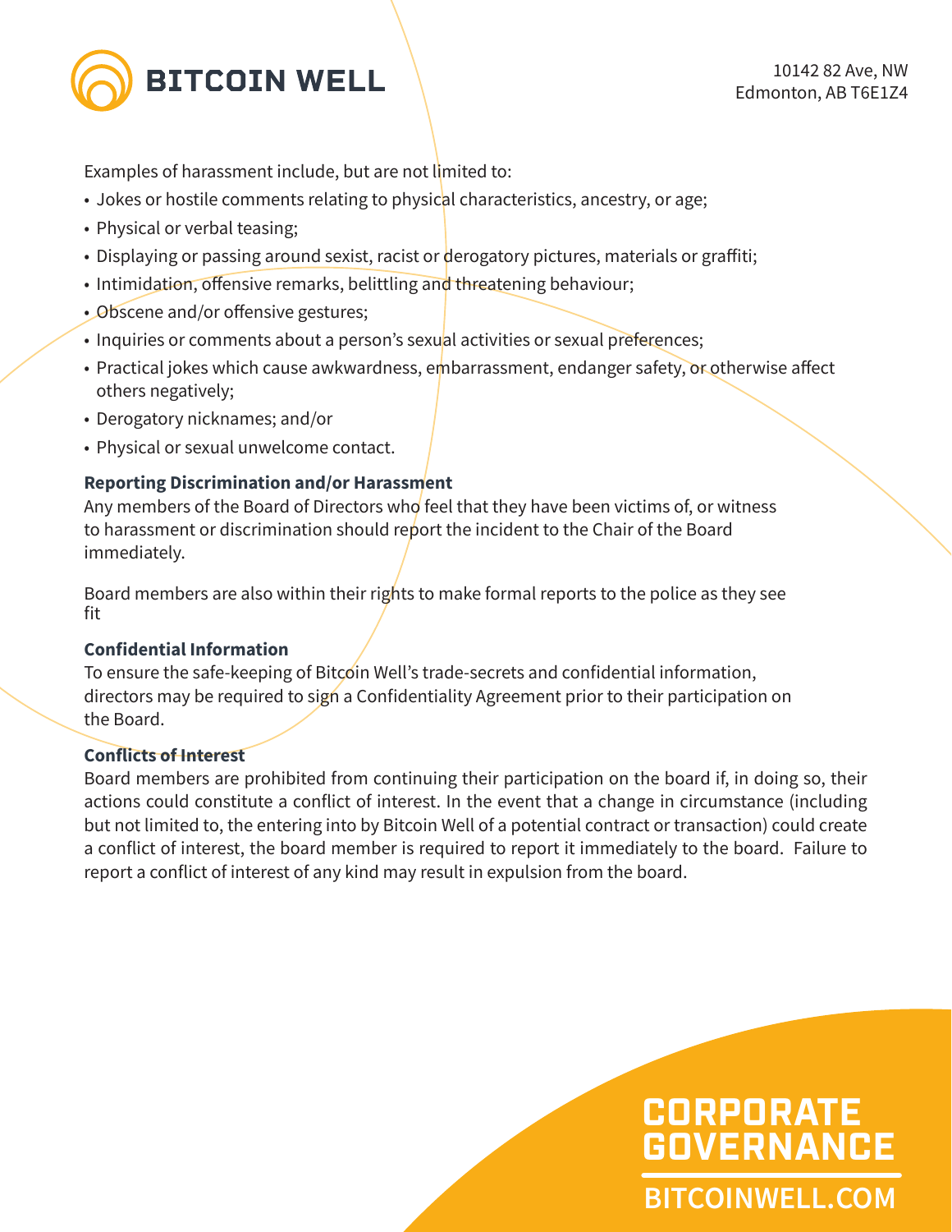Examples of harassment include, but are not limited to:

- Jokes or hostile comments relating to physical characteristics, ancestry, or age;
- Physical or verbal teasing;
- Displaying or passing around sexist, racist or derogatory pictures, materials or graffiti;
- Intimidation, offensive remarks, belittling and threatening behaviour;
- Obscene and/or offensive gestures;
- Inquiries or comments about a person's sexual activities or sexual preferences;
- Practical jokes which cause awkwardness, embarrassment, endanger safety, or otherwise affect others negatively;
- Derogatory nicknames; and/or
- Physical or sexual unwelcome contact.

**Reporting Discrimination and/or Harassment**

Any members of the Board of Directors who feel that they have been victims of, or witness to harassment or discrimination should report the incident to the Chair of the Board immediately.

Board members are also within their rights to make formal reports to the police as they see fit

**Confidential Information**

To ensure the safe-keeping of Bitcoin Well's trade-secrets and confidential information, directors may be required to sign a Confidentiality Agreement prior to their participation on the Board.

**Conflicts of Interest**

Board members are prohibited from continuing their participation on the board if, in doing so, their actions could constitute a conflict of interest. In the event that a change in circumstance (including but not limited to, the entering into by Bitcoin Well of a potential contract or transaction) could create a conflict of interest, the board member is required to report it immediately to the board. Failure to report a conflict of interest of any kind may result in expulsion from the board.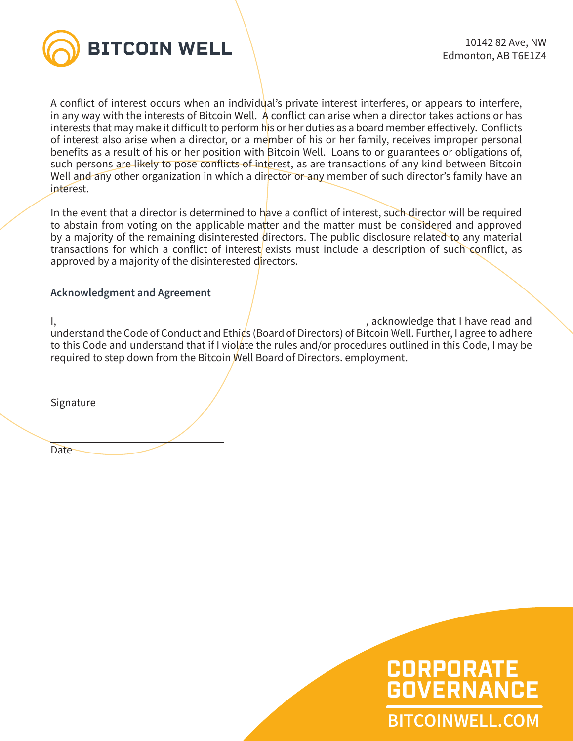A conflict of interest occurs when an individual's private interest interferes, or appears to interfere, in any way with the interests of Bitcoin Well. A conflict can arise when a director takes actions or has interests that may make it difficult to perform his or her duties as a board member effectively. Conflicts of interest also arise when a director, or a member of his or her family, receives improper personal benefits as a result of his or her position with Bitcoin Well. Loans to or guarantees or obligations of, such persons are likely to pose conflicts of interest, as are transactions of any kind between Bitcoin Well and any other organization in which a director or any member of such director's family have an interest.

In the event that a director is determined to have a conflict of interest, such director will be required to abstain from voting on the applicable matter and the matter must be considered and approved by a majority of the remaining disinterested directors. The public disclosure related to any material transactions for which a conflict of interest exists must include a description of such conflict, as approved by a majority of the disinterested directors.

**Acknowledgment and Agreement**

I, ______________________________________________, acknowledge that I have read and understand the Code of Conduct and Ethics (Board of Directors) of Bitcoin Well. Further, I agree to adhere to this Code and understand that if I violate the rules and/or procedures outlined in this Code, I may be required to step down from the Bitcoin Well Board of Directors. employment.

______________________________

Signature

______________________________

Date